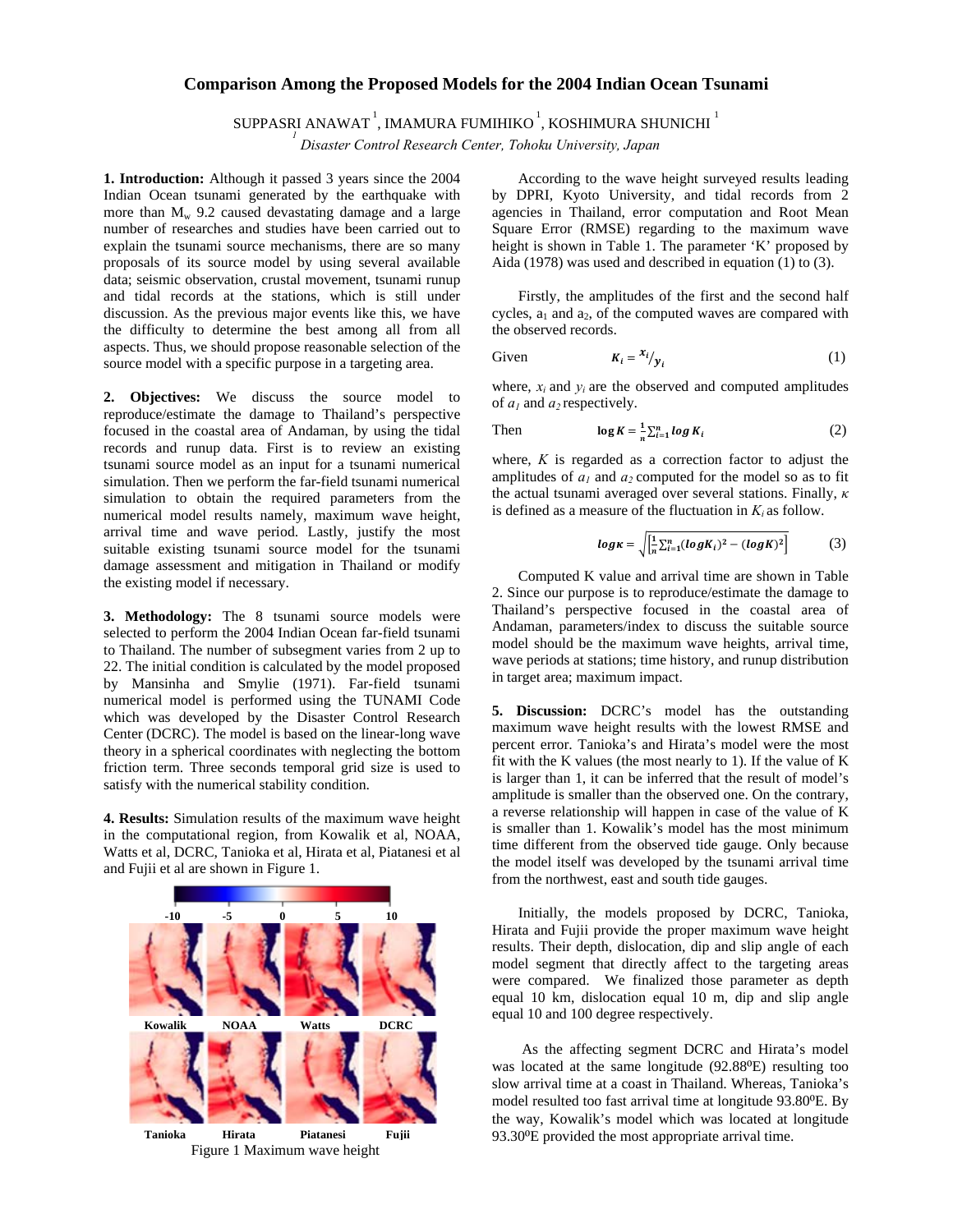# Comparison Among the Proposed Models for the 2004 Indian Ocean Tsunami

SUPPASRI ANAWAT [1], IMAMURA FUMIHIKO [1], KOSHIMURA SHUNICHI [1]

[1] *Disaster Control Research Center, Tohoku University, Japan*

**1. Introduction:** Although it passed 3 years since the 2004 Indian Ocean tsunami generated by the earthquake with more than $M_w$ 9.2 caused devastating damage and a large number of researches and studies have been carried out to explain the tsunami source mechanisms, there are so many proposals of its source model by using several available data; seismic observation, crustal movement, tsunami runup and tidal records at the stations, which is still under discussion. As the previous major events like this, we have the difficulty to determine the best among all from all aspects. Thus, we should propose reasonable selection of the source model with a specific purpose in a targeting area.

**2. Objectives:** We discuss the source model to reproduce/estimate the damage to Thailand's perspective focused in the coastal area of Andaman, by using the tidal records and runup data. First is to review an existing tsunami source model as an input for a tsunami numerical simulation. Then we perform the far-field tsunami numerical simulation to obtain the required parameters from the numerical model results namely, maximum wave height, arrival time and wave period. Lastly, justify the most suitable existing tsunami source model for the tsunami damage assessment and mitigation in Thailand or modify the existing model if necessary.

**3. Methodology:** The 8 tsunami source models were selected to perform the 2004 Indian Ocean far-field tsunami to Thailand. The number of subsegment varies from 2 up to 22. The initial condition is calculated by the model proposed by Mansinha and Smylie (1971). Far-field tsunami numerical model is performed using the TUNAMI Code which was developed by the Disaster Control Research Center (DCRC). The model is based on the linear-long wave theory in a spherical coordinates with neglecting the bottom friction term. Three seconds temporal grid size is used to satisfy with the numerical stability condition.

**4. Results:** Simulation results of the maximum wave height in the computational region, from Kowalik et al, NOAA, Watts et al, DCRC, Tanioka et al, Hirata et al, Piatanesi et al and Fujii et al are shown in Figure 1.

Figure 1 Maximum wave height

According to the wave height surveyed results leading by DPRI, Kyoto University, and tidal records from 2 agencies in Thailand, error computation and Root Mean Square Error (RMSE) regarding to the maximum wave height is shown in Table 1. The parameter 'K' proposed by Aida (1978) was used and described in equation (1) to (3).

Firstly, the amplitudes of the first and the second half cycles, $a_1$ and $a_2$, of the computed waves are compared with the observed records.

Given
$$K_i = x_i / y_i \tag{1}$$

where, $x_i$ and $y_i$ are the observed and computed amplitudes of $a_1$ and $a_2$ respectively.

Then
$$\log K = \frac{1}{n}\sum_{i=1}^{n} \log K_i \tag{2}$$

where, $K$ is regarded as a correction factor to adjust the amplitudes of $a_1$ and $a_2$ computed for the model so as to fit the actual tsunami averaged over several stations. Finally, $\kappa$ is defined as a measure of the fluctuation in $K_i$ as follow.

$$\log \kappa = \sqrt{\left[\frac{1}{n}\sum_{i=1}^{n} (\log K_i)^2 - (\log K)^2\right]} \tag{3}$$

Computed K value and arrival time are shown in Table 2. Since our purpose is to reproduce/estimate the damage to Thailand's perspective focused in the coastal area of Andaman, parameters/index to discuss the suitable source model should be the maximum wave heights, arrival time, wave periods at stations; time history, and runup distribution in target area; maximum impact.

**5. Discussion:** DCRC's model has the outstanding maximum wave height results with the lowest RMSE and percent error. Tanioka's and Hirata's model were the most fit with the K values (the most nearly to 1). If the value of K is larger than 1, it can be inferred that the result of model's amplitude is smaller than the observed one. On the contrary, a reverse relationship will happen in case of the value of K is smaller than 1. Kowalik's model has the most minimum time different from the observed tide gauge. Only because the model itself was developed by the tsunami arrival time from the northwest, east and south tide gauges.

Initially, the models proposed by DCRC, Tanioka, Hirata and Fujii provide the proper maximum wave height results. Their depth, dislocation, dip and slip angle of each model segment that directly affect to the targeting areas were compared. We finalized those parameter as depth equal 10 km, dislocation equal 10 m, dip and slip angle equal 10 and 100 degree respectively.

As the affecting segment DCRC and Hirata's model was located at the same longitude (92.88$^0$E) resulting too slow arrival time at a coast in Thailand. Whereas, Tanioka's model resulted too fast arrival time at longitude 93.80$^0$E. By the way, Kowalik's model which was located at longitude 93.30$^0$E provided the most appropriate arrival time.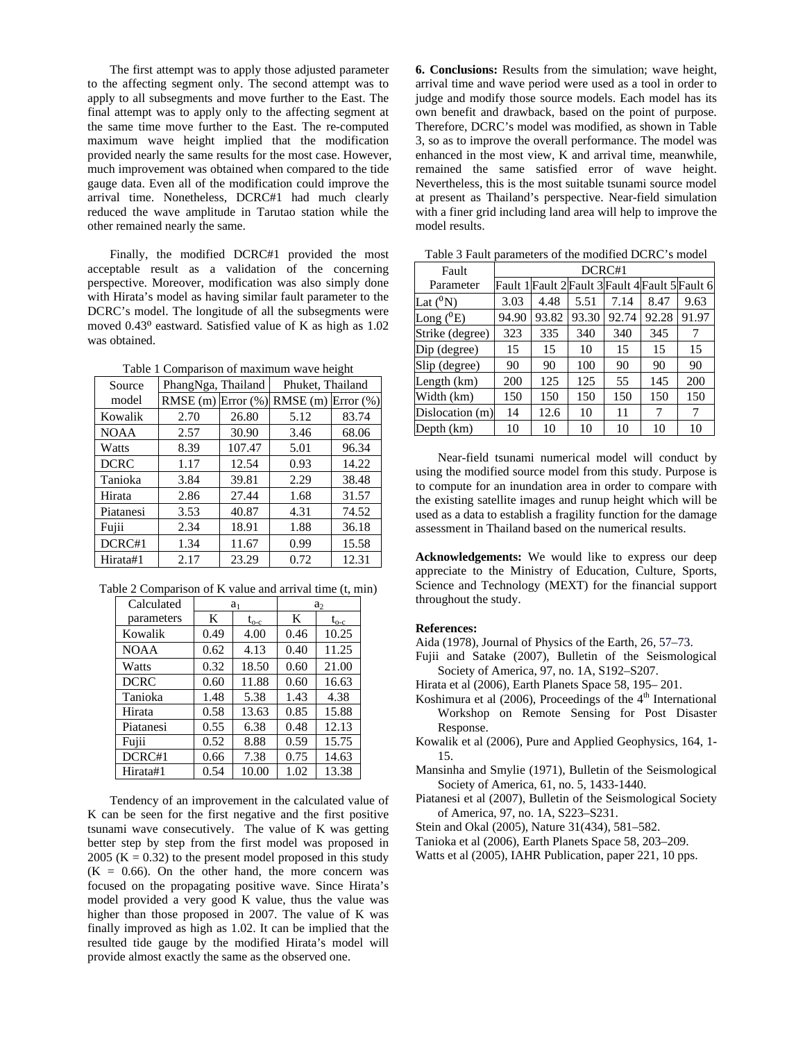The first attempt was to apply those adjusted parameter to the affecting segment only. The second attempt was to apply to all subsegments and move further to the East. The final attempt was to apply only to the affecting segment at the same time move further to the East. The re-computed maximum wave height implied that the modification provided nearly the same results for the most case. However, much improvement was obtained when compared to the tide gauge data. Even all of the modification could improve the arrival time. Nonetheless, DCRC#1 had much clearly reduced the wave amplitude in Tarutao station while the other remained nearly the same.

Finally, the modified DCRC#1 provided the most acceptable result as a validation of the concerning perspective. Moreover, modification was also simply done with Hirata's model as having similar fault parameter to the DCRC's model. The longitude of all the subsegments were moved $0.43^0$ eastward. Satisfied value of K as high as 1.02 was obtained.

Table 1 Comparison of maximum wave height

| Source model | PhangNga, Thailand | | Phuket, Thailand | |
|---|---|---|---|---|
| | RMSE (m) | Error (%) | RMSE (m) | Error (%) |
| Kowalik | 2.70 | 26.80 | 5.12 | 83.74 |
| NOAA | 2.57 | 30.90 | 3.46 | 68.06 |
| Watts | 8.39 | 107.47 | 5.01 | 96.34 |
| DCRC | 1.17 | 12.54 | 0.93 | 14.22 |
| Tanioka | 3.84 | 39.81 | 2.29 | 38.48 |
| Hirata | 2.86 | 27.44 | 1.68 | 31.57 |
| Piatanesi | 3.53 | 40.87 | 4.31 | 74.52 |
| Fujii | 2.34 | 18.91 | 1.88 | 36.18 |
| DCRC#1 | 1.34 | 11.67 | 0.99 | 15.58 |
| Hirata#1 | 2.17 | 23.29 | 0.72 | 12.31 |

Table 2 Comparison of K value and arrival time (t, min)

| Calculated parameters | $a_1$ | | $a_2$ | |
|---|---|---|---|---|
| | K | $t_{o-c}$ | K | $t_{o-c}$ |
| Kowalik | 0.49 | 4.00 | 0.46 | 10.25 |
| NOAA | 0.62 | 4.13 | 0.40 | 11.25 |
| Watts | 0.32 | 18.50 | 0.60 | 21.00 |
| DCRC | 0.60 | 11.88 | 0.60 | 16.63 |
| Tanioka | 1.48 | 5.38 | 1.43 | 4.38 |
| Hirata | 0.58 | 13.63 | 0.85 | 15.88 |
| Piatanesi | 0.55 | 6.38 | 0.48 | 12.13 |
| Fujii | 0.52 | 8.88 | 0.59 | 15.75 |
| DCRC#1 | 0.66 | 7.38 | 0.75 | 14.63 |
| Hirata#1 | 0.54 | 10.00 | 1.02 | 13.38 |

Tendency of an improvement in the calculated value of K can be seen for the first negative and the first positive tsunami wave consecutively. The value of K was getting better step by step from the first model was proposed in 2005 (K = 0.32) to the present model proposed in this study (K = 0.66). On the other hand, the more concern was focused on the propagating positive wave. Since Hirata's model provided a very good K value, thus the value was higher than those proposed in 2007. The value of K was finally improved as high as 1.02. It can be implied that the resulted tide gauge by the modified Hirata's model will provide almost exactly the same as the observed one.

**6. Conclusions:** Results from the simulation; wave height, arrival time and wave period were used as a tool in order to judge and modify those source models. Each model has its own benefit and drawback, based on the point of purpose. Therefore, DCRC's model was modified, as shown in Table 3, so as to improve the overall performance. The model was enhanced in the most view, K and arrival time, meanwhile, remained the same satisfied error of wave height. Nevertheless, this is the most suitable tsunami source model at present as Thailand's perspective. Near-field simulation with a finer grid including land area will help to improve the model results.

Table 3 Fault parameters of the modified DCRC's model

| Fault Parameter | DCRC#1 | | | | | |
|---|---|---|---|---|---|---|
| | Fault 1 | Fault 2 | Fault 3 | Fault 4 | Fault 5 | Fault 6 |
| Lat ($^0$N) | 3.03 | 4.48 | 5.51 | 7.14 | 8.47 | 9.63 |
| Long ($^0$E) | 94.90 | 93.82 | 93.30 | 92.74 | 92.28 | 91.97 |
| Strike (degree) | 323 | 335 | 340 | 340 | 345 | 7 |
| Dip (degree) | 15 | 15 | 10 | 15 | 15 | 15 |
| Slip (degree) | 90 | 90 | 100 | 90 | 90 | 90 |
| Length (km) | 200 | 125 | 125 | 55 | 145 | 200 |
| Width (km) | 150 | 150 | 150 | 150 | 150 | 150 |
| Dislocation (m) | 14 | 12.6 | 10 | 11 | 7 | 7 |
| Depth (km) | 10 | 10 | 10 | 10 | 10 | 10 |

Near-field tsunami numerical model will conduct by using the modified source model from this study. Purpose is to compute for an inundation area in order to compare with the existing satellite images and runup height which will be used as a data to establish a fragility function for the damage assessment in Thailand based on the numerical results.

**Acknowledgements:** We would like to express our deep appreciate to the Ministry of Education, Culture, Sports, Science and Technology (MEXT) for the financial support throughout the study.

**References:**

Aida (1978), Journal of Physics of the Earth, 26, 57–73.

Fujii and Satake (2007), Bulletin of the Seismological Society of America, 97, no. 1A, S192–S207.

Hirata et al (2006), Earth Planets Space 58, 195– 201.

Koshimura et al (2006), Proceedings of the 4th International Workshop on Remote Sensing for Post Disaster Response.

Kowalik et al (2006), Pure and Applied Geophysics, 164, 1-15.

Mansinha and Smylie (1971), Bulletin of the Seismological Society of America, 61, no. 5, 1433-1440.

Piatanesi et al (2007), Bulletin of the Seismological Society of America, 97, no. 1A, S223–S231.

Stein and Okal (2005), Nature 31(434), 581–582.

Tanioka et al (2006), Earth Planets Space 58, 203–209.

Watts et al (2005), IAHR Publication, paper 221, 10 pps.